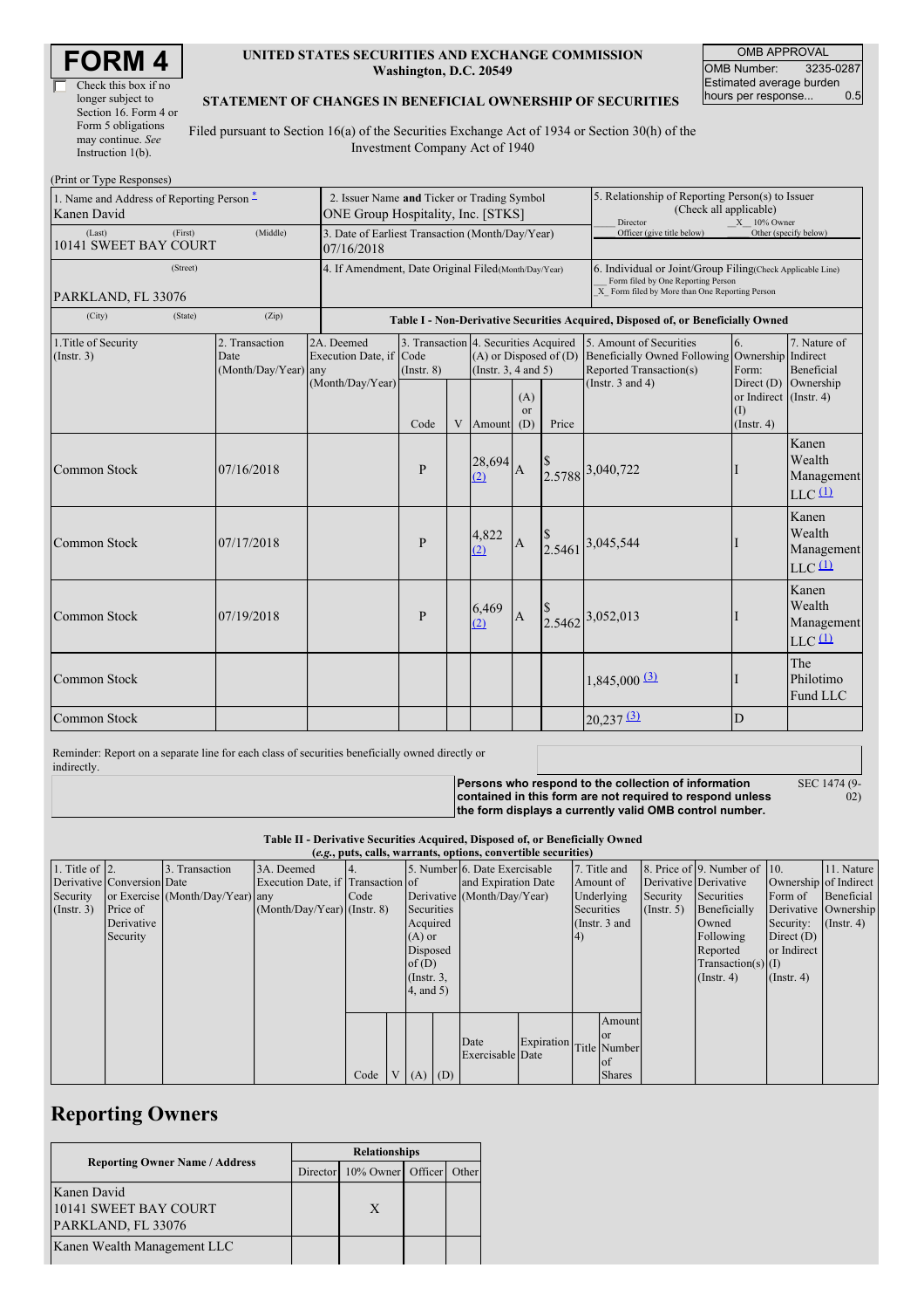# FORM 4

☐ Check this box if no longer subject to Section 16. Form 4 or Form 5 obligations may continue. *See* Instruction 1(b).

**UNITED STATES SECURITIES AND EXCHANGE COMMISSION**
**Washington, D.C. 20549**

**STATEMENT OF CHANGES IN BENEFICIAL OWNERSHIP OF SECURITIES**

Filed pursuant to Section 16(a) of the Securities Exchange Act of 1934 or Section 30(h) of the Investment Company Act of 1940

| OMB APPROVAL | |
|---|---|
| OMB Number: | 3235-0287 |
| Estimated average burden hours per response... | 0.5 |

(Print or Type Responses)

| 1. Name and Address of Reporting Person * | 2. Issuer Name and Ticker or Trading Symbol | 5. Relationship of Reporting Person(s) to Issuer (Check all applicable) |
|---|---|---|
| Kanen David | ONE Group Hospitality, Inc. [STKS] | ___ Director _X_ 10% Owner ___ Officer (give title below) ___ Other (specify below) |
| (Last) (First) (Middle) 10141 SWEET BAY COURT | 3. Date of Earliest Transaction (Month/Day/Year) 07/16/2018 | |
| (Street) PARKLAND, FL 33076 | 4. If Amendment, Date Original Filed(Month/Day/Year) | 6. Individual or Joint/Group Filing(Check Applicable Line) ___ Form filed by One Reporting Person _X_ Form filed by More than One Reporting Person |
| (City) (State) (Zip) | | |

**Table I - Non-Derivative Securities Acquired, Disposed of, or Beneficially Owned**

| 1.Title of Security (Instr. 3) | 2. Transaction Date (Month/Day/Year) | 2A. Deemed Execution Date, if any (Month/Day/Year) | 3. Transaction Code (Instr. 8) | | 4. Securities Acquired (A) or Disposed of (D) (Instr. 3, 4 and 5) | | | 5. Amount of Securities Beneficially Owned Following Reported Transaction(s) (Instr. 3 and 4) | 6. Ownership Form: Direct (D) or Indirect (I) (Instr. 4) | 7. Nature of Indirect Beneficial Ownership (Instr. 4) |
|---|---|---|---|---|---|---|---|---|---|---|
| | | | Code | V | Amount | (A) or (D) | Price | | | |
| Common Stock | 07/16/2018 | | P | | 28,694 (2) | A | $ 2.5788 | 3,040,722 | I | Kanen Wealth Management LLC (1) |
| Common Stock | 07/17/2018 | | P | | 4,822 (2) | A | $ 2.5461 | 3,045,544 | I | Kanen Wealth Management LLC (1) |
| Common Stock | 07/19/2018 | | P | | 6,469 (2) | A | $ 2.5462 | 3,052,013 | I | Kanen Wealth Management LLC (1) |
| Common Stock | | | | | | | | 1,845,000 (3) | I | The Philotimo Fund LLC |
| Common Stock | | | | | | | | 20,237 (3) | D | |

Reminder: Report on a separate line for each class of securities beneficially owned directly or indirectly.

**Persons who respond to the collection of information contained in this form are not required to respond unless the form displays a currently valid OMB control number.** SEC 1474 (9-02)

**Table II - Derivative Securities Acquired, Disposed of, or Beneficially Owned**
**(*e.g.*, puts, calls, warrants, options, convertible securities)**

| 1. Title of Derivative Security (Instr. 3) | 2. Conversion or Exercise Price of Derivative Security | 3. Transaction Date (Month/Day/Year) | 3A. Deemed Execution Date, if any (Month/Day/Year) | 4. Transaction Code (Instr. 8) | | 5. Number of Derivative Securities Acquired (A) or Disposed of (D) (Instr. 3, 4, and 5) | | 6. Date Exercisable and Expiration Date (Month/Day/Year) | | 7. Title and Amount of Underlying Securities (Instr. 3 and 4) | | 8. Price of Derivative Security (Instr. 5) | 9. Number of Derivative Securities Beneficially Owned Following Reported Transaction(s) (Instr. 4) | 10. Ownership Form of Derivative Security: Direct (D) or Indirect (I) (Instr. 4) | 11. Nature of Indirect Beneficial Ownership (Instr. 4) |
|---|---|---|---|---|---|---|---|---|---|---|---|---|---|---|---|
| | | | | Code | V | (A) | (D) | Date Exercisable | Expiration Date | Title | Amount or Number of Shares | | | | |

## Reporting Owners

| Reporting Owner Name / Address | Relationships | | | |
|---|---|---|---|---|
| | Director | 10% Owner | Officer | Other |
| Kanen David 10141 SWEET BAY COURT PARKLAND, FL 33076 | | X | | |
| Kanen Wealth Management LLC | | | | |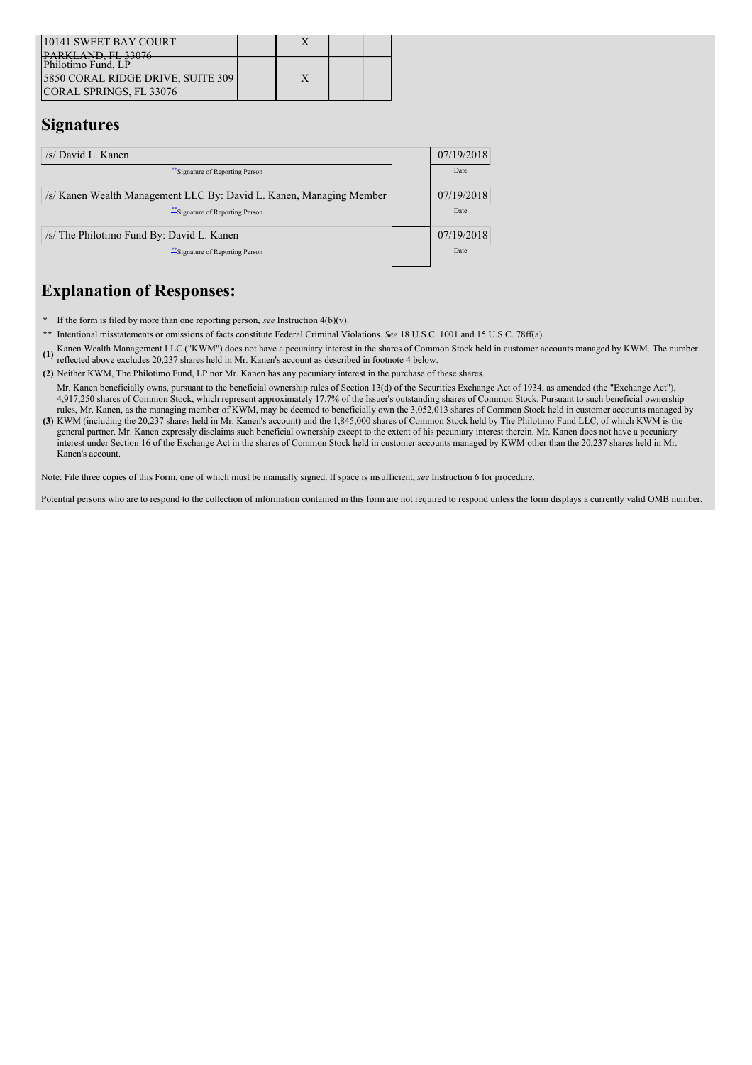| | | | | |
|---|---|---|---|---|
| 10141 SWEET BAY COURT<br>PARKLAND, FL 33076 | | X | | |
| Philotimo Fund, LP<br>5850 CORAL RIDGE DRIVE, SUITE 309<br>CORAL SPRINGS, FL 33076 | | X | | |

## Signatures

| | | |
|---|---|---|
| /s/ David L. Kanen | | 07/19/2018 |
| **Signature of Reporting Person | | Date |
| /s/ Kanen Wealth Management LLC By: David L. Kanen, Managing Member | | 07/19/2018 |
| **Signature of Reporting Person | | Date |
| /s/ The Philotimo Fund By: David L. Kanen | | 07/19/2018 |
| **Signature of Reporting Person | | Date |

## Explanation of Responses:

\* If the form is filed by more than one reporting person, *see* Instruction 4(b)(v).

** Intentional misstatements or omissions of facts constitute Federal Criminal Violations. *See* 18 U.S.C. 1001 and 15 U.S.C. 78ff(a).

**(1)** Kanen Wealth Management LLC ("KWM") does not have a pecuniary interest in the shares of Common Stock held in customer accounts managed by KWM. The number reflected above excludes 20,237 shares held in Mr. Kanen's account as described in footnote 4 below.

**(2)** Neither KWM, The Philotimo Fund, LP nor Mr. Kanen has any pecuniary interest in the purchase of these shares.

**(3)** Mr. Kanen beneficially owns, pursuant to the beneficial ownership rules of Section 13(d) of the Securities Exchange Act of 1934, as amended (the "Exchange Act"), 4,917,250 shares of Common Stock, which represent approximately 17.7% of the Issuer's outstanding shares of Common Stock. Pursuant to such beneficial ownership rules, Mr. Kanen, as the managing member of KWM, may be deemed to beneficially own the 3,052,013 shares of Common Stock held in customer accounts managed by KWM (including the 20,237 shares held in Mr. Kanen's account) and the 1,845,000 shares of Common Stock held by The Philotimo Fund LLC, of which KWM is the general partner. Mr. Kanen expressly disclaims such beneficial ownership except to the extent of his pecuniary interest therein. Mr. Kanen does not have a pecuniary interest under Section 16 of the Exchange Act in the shares of Common Stock held in customer accounts managed by KWM other than the 20,237 shares held in Mr. Kanen's account.

Note: File three copies of this Form, one of which must be manually signed. If space is insufficient, *see* Instruction 6 for procedure.

Potential persons who are to respond to the collection of information contained in this form are not required to respond unless the form displays a currently valid OMB number.